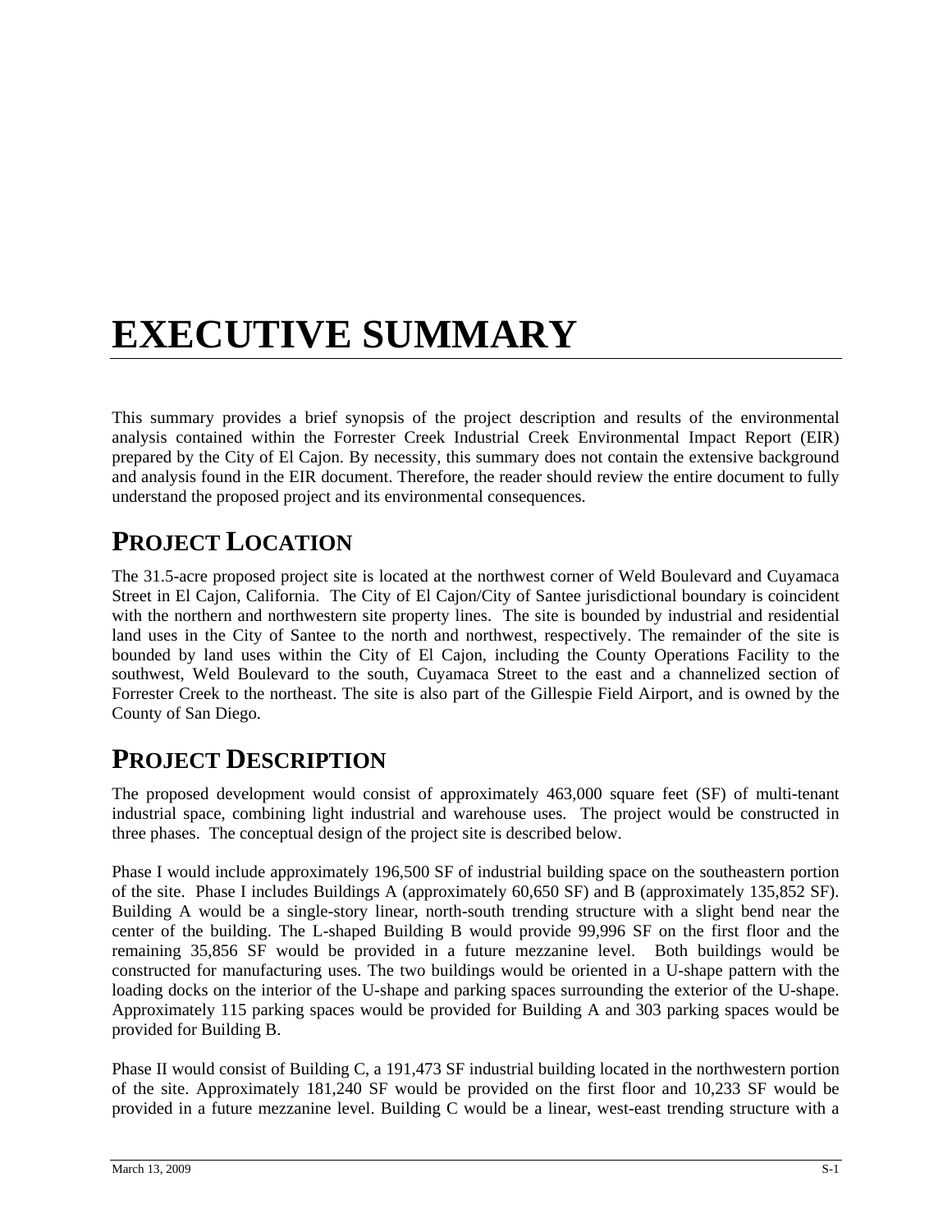# EXECUTIVE SUMMARY

This summary provides a brief synopsis of the project description and results of the environmental analysis contained within the Forrester Creek Industrial Creek Environmental Impact Report (EIR) prepared by the City of El Cajon. By necessity, this summary does not contain the extensive background and analysis found in the EIR document. Therefore, the reader should review the entire document to fully understand the proposed project and its environmental consequences.

## PROJECT LOCATION

The 31.5-acre proposed project site is located at the northwest corner of Weld Boulevard and Cuyamaca Street in El Cajon, California. The City of El Cajon/City of Santee jurisdictional boundary is coincident with the northern and northwestern site property lines. The site is bounded by industrial and residential land uses in the City of Santee to the north and northwest, respectively. The remainder of the site is bounded by land uses within the City of El Cajon, including the County Operations Facility to the southwest, Weld Boulevard to the south, Cuyamaca Street to the east and a channelized section of Forrester Creek to the northeast. The site is also part of the Gillespie Field Airport, and is owned by the County of San Diego.

## PROJECT DESCRIPTION

The proposed development would consist of approximately 463,000 square feet (SF) of multi-tenant industrial space, combining light industrial and warehouse uses. The project would be constructed in three phases. The conceptual design of the project site is described below.

Phase I would include approximately 196,500 SF of industrial building space on the southeastern portion of the site. Phase I includes Buildings A (approximately 60,650 SF) and B (approximately 135,852 SF). Building A would be a single-story linear, north-south trending structure with a slight bend near the center of the building. The L-shaped Building B would provide 99,996 SF on the first floor and the remaining 35,856 SF would be provided in a future mezzanine level. Both buildings would be constructed for manufacturing uses. The two buildings would be oriented in a U-shape pattern with the loading docks on the interior of the U-shape and parking spaces surrounding the exterior of the U-shape. Approximately 115 parking spaces would be provided for Building A and 303 parking spaces would be provided for Building B.

Phase II would consist of Building C, a 191,473 SF industrial building located in the northwestern portion of the site. Approximately 181,240 SF would be provided on the first floor and 10,233 SF would be provided in a future mezzanine level. Building C would be a linear, west-east trending structure with a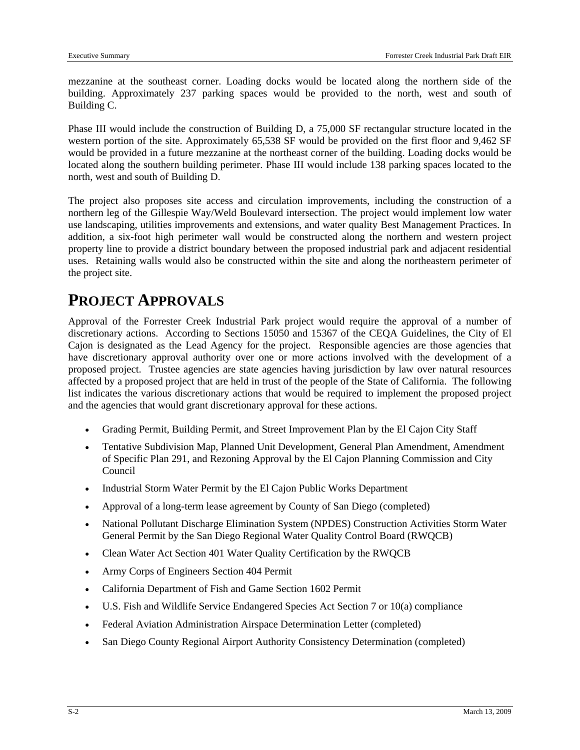mezzanine at the southeast corner. Loading docks would be located along the northern side of the building. Approximately 237 parking spaces would be provided to the north, west and south of Building C.

Phase III would include the construction of Building D, a 75,000 SF rectangular structure located in the western portion of the site. Approximately 65,538 SF would be provided on the first floor and 9,462 SF would be provided in a future mezzanine at the northeast corner of the building. Loading docks would be located along the southern building perimeter. Phase III would include 138 parking spaces located to the north, west and south of Building D.

The project also proposes site access and circulation improvements, including the construction of a northern leg of the Gillespie Way/Weld Boulevard intersection. The project would implement low water use landscaping, utilities improvements and extensions, and water quality Best Management Practices. In addition, a six-foot high perimeter wall would be constructed along the northern and western project property line to provide a district boundary between the proposed industrial park and adjacent residential uses. Retaining walls would also be constructed within the site and along the northeastern perimeter of the project site.

# PROJECT APPROVALS

Approval of the Forrester Creek Industrial Park project would require the approval of a number of discretionary actions. According to Sections 15050 and 15367 of the CEQA Guidelines, the City of El Cajon is designated as the Lead Agency for the project. Responsible agencies are those agencies that have discretionary approval authority over one or more actions involved with the development of a proposed project. Trustee agencies are state agencies having jurisdiction by law over natural resources affected by a proposed project that are held in trust of the people of the State of California. The following list indicates the various discretionary actions that would be required to implement the proposed project and the agencies that would grant discretionary approval for these actions.

- Grading Permit, Building Permit, and Street Improvement Plan by the El Cajon City Staff
- Tentative Subdivision Map, Planned Unit Development, General Plan Amendment, Amendment of Specific Plan 291, and Rezoning Approval by the El Cajon Planning Commission and City Council
- Industrial Storm Water Permit by the El Cajon Public Works Department
- Approval of a long-term lease agreement by County of San Diego (completed)
- National Pollutant Discharge Elimination System (NPDES) Construction Activities Storm Water General Permit by the San Diego Regional Water Quality Control Board (RWQCB)
- Clean Water Act Section 401 Water Quality Certification by the RWQCB
- Army Corps of Engineers Section 404 Permit
- California Department of Fish and Game Section 1602 Permit
- U.S. Fish and Wildlife Service Endangered Species Act Section 7 or 10(a) compliance
- Federal Aviation Administration Airspace Determination Letter (completed)
- San Diego County Regional Airport Authority Consistency Determination (completed)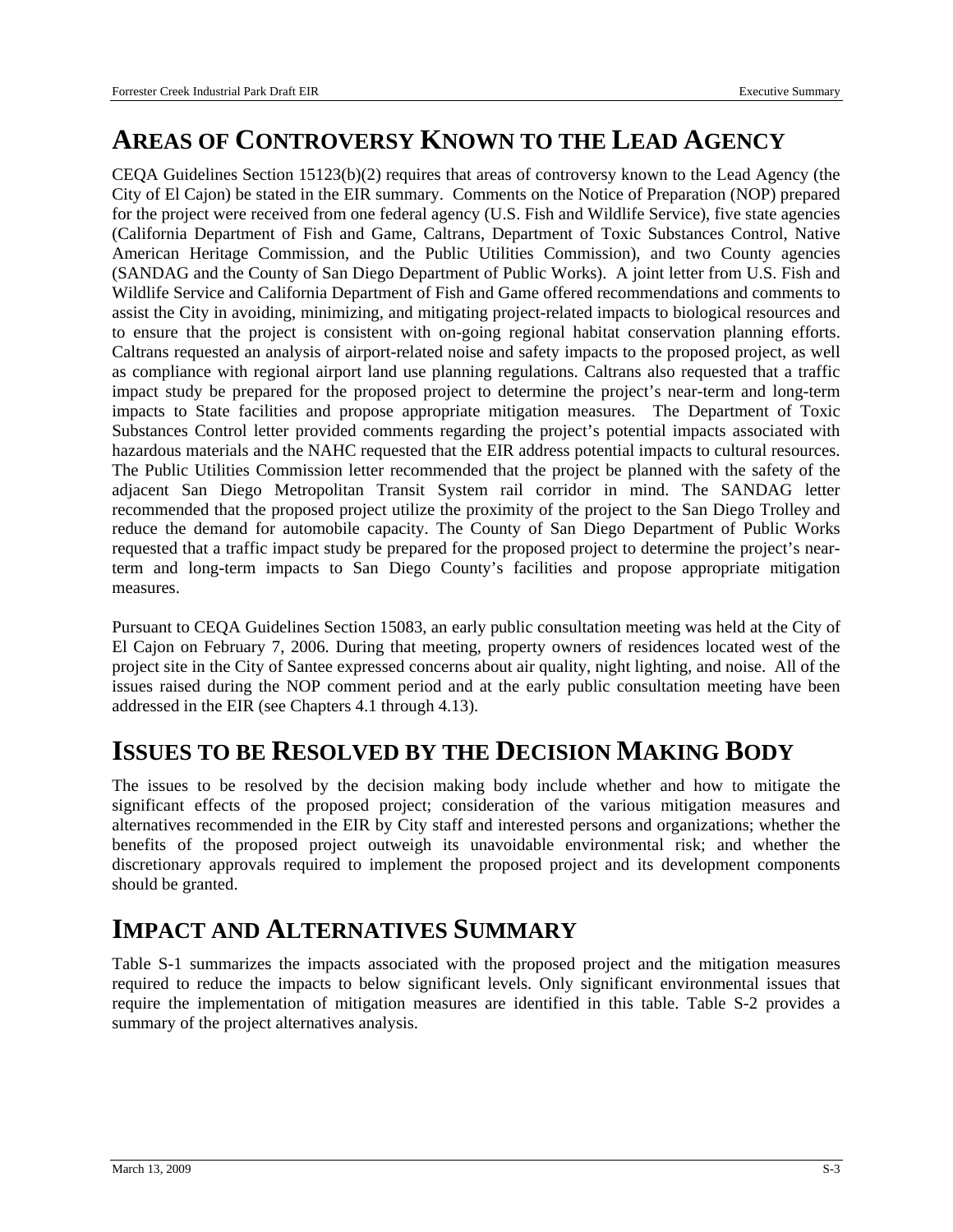# AREAS OF CONTROVERSY KNOWN TO THE LEAD AGENCY

CEQA Guidelines Section 15123(b)(2) requires that areas of controversy known to the Lead Agency (the City of El Cajon) be stated in the EIR summary. Comments on the Notice of Preparation (NOP) prepared for the project were received from one federal agency (U.S. Fish and Wildlife Service), five state agencies (California Department of Fish and Game, Caltrans, Department of Toxic Substances Control, Native American Heritage Commission, and the Public Utilities Commission), and two County agencies (SANDAG and the County of San Diego Department of Public Works). A joint letter from U.S. Fish and Wildlife Service and California Department of Fish and Game offered recommendations and comments to assist the City in avoiding, minimizing, and mitigating project-related impacts to biological resources and to ensure that the project is consistent with on-going regional habitat conservation planning efforts. Caltrans requested an analysis of airport-related noise and safety impacts to the proposed project, as well as compliance with regional airport land use planning regulations. Caltrans also requested that a traffic impact study be prepared for the proposed project to determine the project's near-term and long-term impacts to State facilities and propose appropriate mitigation measures. The Department of Toxic Substances Control letter provided comments regarding the project's potential impacts associated with hazardous materials and the NAHC requested that the EIR address potential impacts to cultural resources. The Public Utilities Commission letter recommended that the project be planned with the safety of the adjacent San Diego Metropolitan Transit System rail corridor in mind. The SANDAG letter recommended that the proposed project utilize the proximity of the project to the San Diego Trolley and reduce the demand for automobile capacity. The County of San Diego Department of Public Works requested that a traffic impact study be prepared for the proposed project to determine the project's near-term and long-term impacts to San Diego County's facilities and propose appropriate mitigation measures.

Pursuant to CEQA Guidelines Section 15083, an early public consultation meeting was held at the City of El Cajon on February 7, 2006. During that meeting, property owners of residences located west of the project site in the City of Santee expressed concerns about air quality, night lighting, and noise. All of the issues raised during the NOP comment period and at the early public consultation meeting have been addressed in the EIR (see Chapters 4.1 through 4.13).

# ISSUES TO BE RESOLVED BY THE DECISION MAKING BODY

The issues to be resolved by the decision making body include whether and how to mitigate the significant effects of the proposed project; consideration of the various mitigation measures and alternatives recommended in the EIR by City staff and interested persons and organizations; whether the benefits of the proposed project outweigh its unavoidable environmental risk; and whether the discretionary approvals required to implement the proposed project and its development components should be granted.

# IMPACT AND ALTERNATIVES SUMMARY

Table S-1 summarizes the impacts associated with the proposed project and the mitigation measures required to reduce the impacts to below significant levels. Only significant environmental issues that require the implementation of mitigation measures are identified in this table. Table S-2 provides a summary of the project alternatives analysis.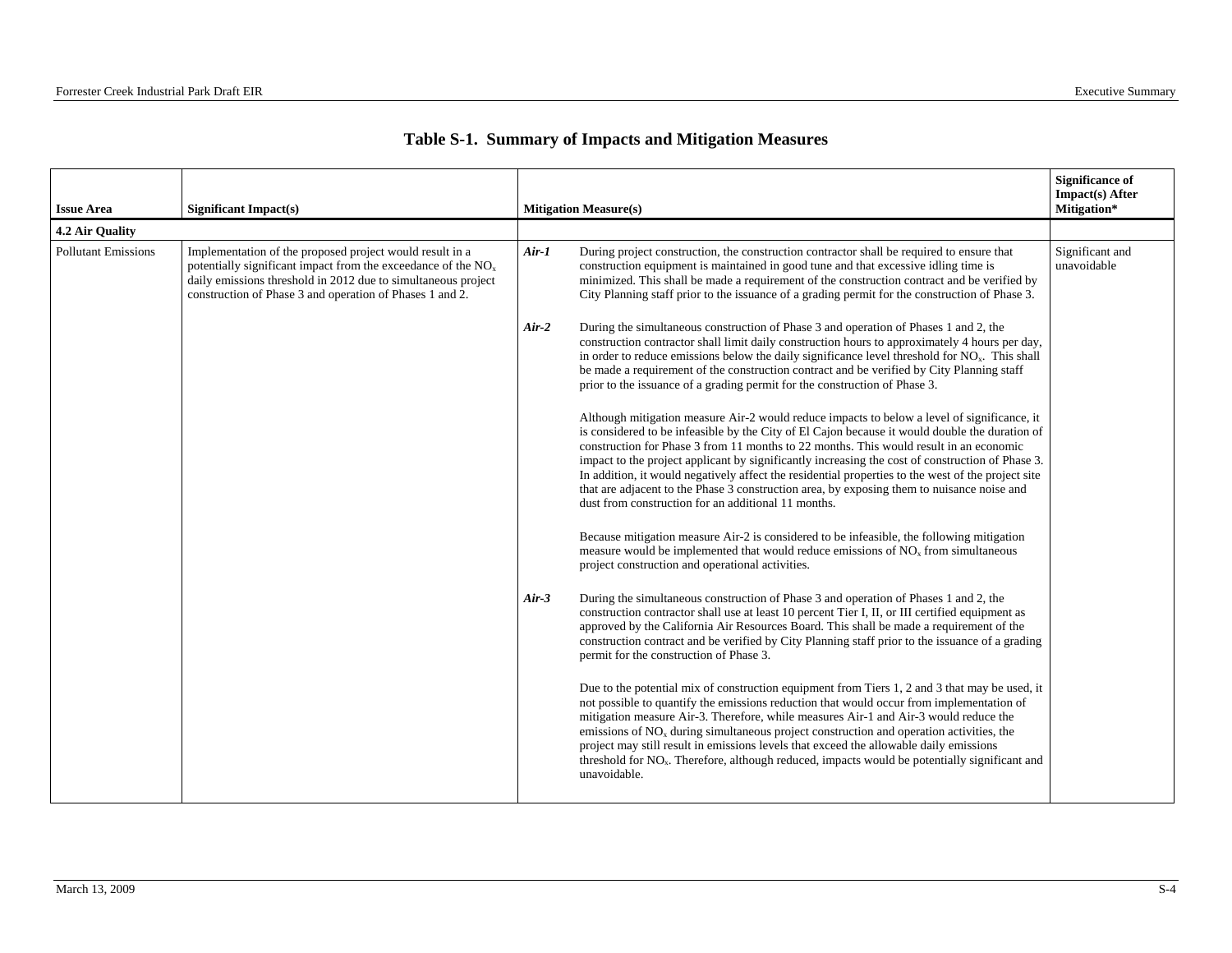# Table S-1. Summary of Impacts and Mitigation Measures

| Issue Area | Significant Impact(s) | Mitigation Measure(s) | Significance of Impact(s) After Mitigation* |
|---|---|---|---|
| **4.2 Air Quality** | | | |
| Pollutant Emissions | Implementation of the proposed project would result in a potentially significant impact from the exceedance of the $NO_x$ daily emissions threshold in 2012 due to simultaneous project construction of Phase 3 and operation of Phases 1 and 2. | ***Air-1*** During project construction, the construction contractor shall be required to ensure that construction equipment is maintained in good tune and that excessive idling time is minimized. This shall be made a requirement of the construction contract and be verified by City Planning staff prior to the issuance of a grading permit for the construction of Phase 3.<br><br>***Air-2*** During the simultaneous construction of Phase 3 and operation of Phases 1 and 2, the construction contractor shall limit daily construction hours to approximately 4 hours per day, in order to reduce emissions below the daily significance level threshold for $NO_x$. This shall be made a requirement of the construction contract and be verified by City Planning staff prior to the issuance of a grading permit for the construction of Phase 3.<br><br>Although mitigation measure Air-2 would reduce impacts to below a level of significance, it is considered to be infeasible by the City of El Cajon because it would double the duration of construction for Phase 3 from 11 months to 22 months. This would result in an economic impact to the project applicant by significantly increasing the cost of construction of Phase 3. In addition, it would negatively affect the residential properties to the west of the project site that are adjacent to the Phase 3 construction area, by exposing them to nuisance noise and dust from construction for an additional 11 months.<br><br>Because mitigation measure Air-2 is considered to be infeasible, the following mitigation measure would be implemented that would reduce emissions of $NO_x$ from simultaneous project construction and operational activities.<br><br>***Air-3*** During the simultaneous construction of Phase 3 and operation of Phases 1 and 2, the construction contractor shall use at least 10 percent Tier I, II, or III certified equipment as approved by the California Air Resources Board. This shall be made a requirement of the construction contract and be verified by City Planning staff prior to the issuance of a grading permit for the construction of Phase 3.<br><br>Due to the potential mix of construction equipment from Tiers 1, 2 and 3 that may be used, it not possible to quantify the emissions reduction that would occur from implementation of mitigation measure Air-3. Therefore, while measures Air-1 and Air-3 would reduce the emissions of $NO_x$ during simultaneous project construction and operation activities, the project may still result in emissions levels that exceed the allowable daily emissions threshold for $NO_x$. Therefore, although reduced, impacts would be potentially significant and unavoidable. | Significant and unavoidable |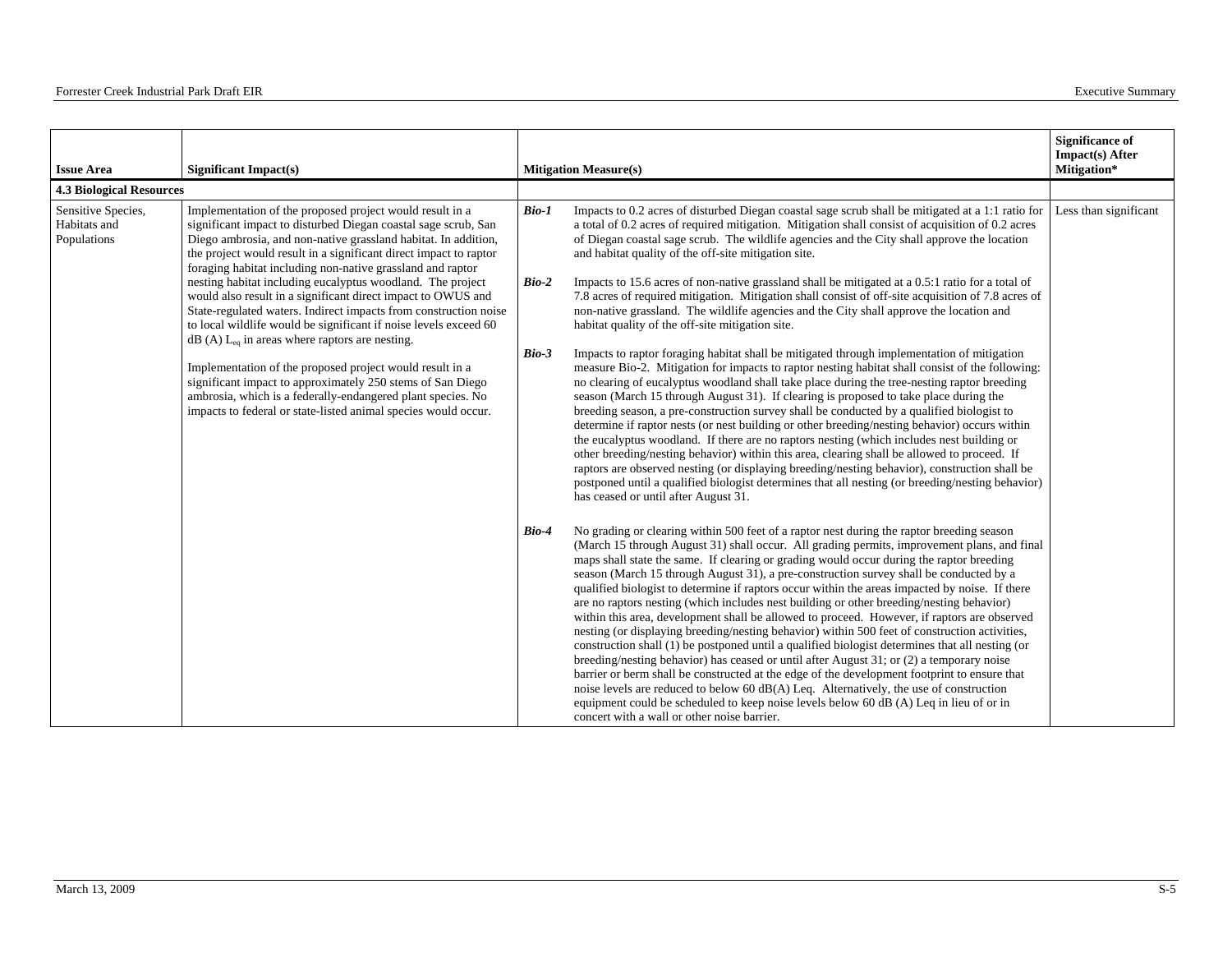| Issue Area | Significant Impact(s) | Mitigation Measure(s) | Significance of Impact(s) After Mitigation* |
|---|---|---|---|
| **4.3 Biological Resources** | | | |
| Sensitive Species, Habitats and Populations | Implementation of the proposed project would result in a significant impact to disturbed Diegan coastal sage scrub, San Diego ambrosia, and non-native grassland habitat. In addition, the project would result in a significant direct impact to raptor foraging habitat including non-native grassland and raptor nesting habitat including eucalyptus woodland. The project would also result in a significant direct impact to OWUS and State-regulated waters. Indirect impacts from construction noise to local wildlife would be significant if noise levels exceed 60 dB (A) $L_{eq}$ in areas where raptors are nesting.<br><br>Implementation of the proposed project would result in a significant impact to approximately 250 stems of San Diego ambrosia, which is a federally-endangered plant species. No impacts to federal or state-listed animal species would occur. | ***Bio-1*** Impacts to 0.2 acres of disturbed Diegan coastal sage scrub shall be mitigated at a 1:1 ratio for a total of 0.2 acres of required mitigation. Mitigation shall consist of acquisition of 0.2 acres of Diegan coastal sage scrub. The wildlife agencies and the City shall approve the location and habitat quality of the off-site mitigation site.<br><br>***Bio-2*** Impacts to 15.6 acres of non-native grassland shall be mitigated at a 0.5:1 ratio for a total of 7.8 acres of required mitigation. Mitigation shall consist of off-site acquisition of 7.8 acres of non-native grassland. The wildlife agencies and the City shall approve the location and habitat quality of the off-site mitigation site.<br><br>***Bio-3*** Impacts to raptor foraging habitat shall be mitigated through implementation of mitigation measure Bio-2. Mitigation for impacts to raptor nesting habitat shall consist of the following: no clearing of eucalyptus woodland shall take place during the tree-nesting raptor breeding season (March 15 through August 31). If clearing is proposed to take place during the breeding season, a pre-construction survey shall be conducted by a qualified biologist to determine if raptor nests (or nest building or other breeding/nesting behavior) occurs within the eucalyptus woodland. If there are no raptors nesting (which includes nest building or other breeding/nesting behavior) within this area, clearing shall be allowed to proceed. If raptors are observed nesting (or displaying breeding/nesting behavior), construction shall be postponed until a qualified biologist determines that all nesting (or breeding/nesting behavior) has ceased or until after August 31.<br><br>***Bio-4*** No grading or clearing within 500 feet of a raptor nest during the raptor breeding season (March 15 through August 31) shall occur. All grading permits, improvement plans, and final maps shall state the same. If clearing or grading would occur during the raptor breeding season (March 15 through August 31), a pre-construction survey shall be conducted by a qualified biologist to determine if raptors occur within the areas impacted by noise. If there are no raptors nesting (which includes nest building or other breeding/nesting behavior) within this area, development shall be allowed to proceed. However, if raptors are observed nesting (or displaying breeding/nesting behavior) within 500 feet of construction activities, construction shall (1) be postponed until a qualified biologist determines that all nesting (or breeding/nesting behavior) has ceased or until after August 31; or (2) a temporary noise barrier or berm shall be constructed at the edge of the development footprint to ensure that noise levels are reduced to below 60 dB(A) Leq. Alternatively, the use of construction equipment could be scheduled to keep noise levels below 60 dB (A) Leq in lieu of or in concert with a wall or other noise barrier. | Less than significant |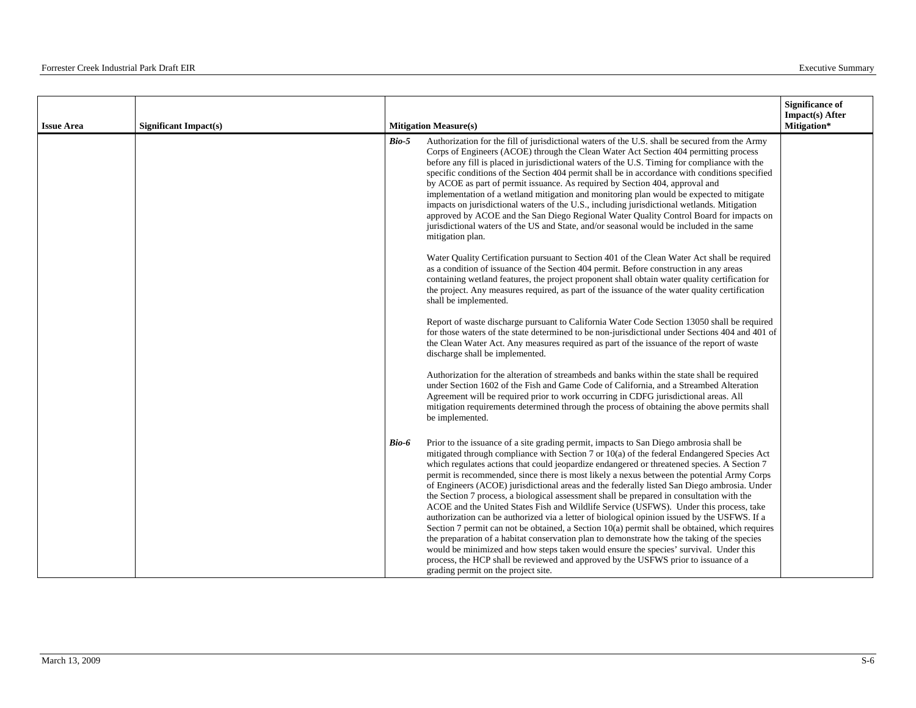| Issue Area | Significant Impact(s) | Mitigation Measure(s) | Significance of Impact(s) After Mitigation* |
|---|---|---|---|
| | | ***Bio-5*** Authorization for the fill of jurisdictional waters of the U.S. shall be secured from the Army Corps of Engineers (ACOE) through the Clean Water Act Section 404 permitting process before any fill is placed in jurisdictional waters of the U.S. Timing for compliance with the specific conditions of the Section 404 permit shall be in accordance with conditions specified by ACOE as part of permit issuance. As required by Section 404, approval and implementation of a wetland mitigation and monitoring plan would be expected to mitigate impacts on jurisdictional waters of the U.S., including jurisdictional wetlands. Mitigation approved by ACOE and the San Diego Regional Water Quality Control Board for impacts on jurisdictional waters of the US and State, and/or seasonal would be included in the same mitigation plan.<br><br>Water Quality Certification pursuant to Section 401 of the Clean Water Act shall be required as a condition of issuance of the Section 404 permit. Before construction in any areas containing wetland features, the project proponent shall obtain water quality certification for the project. Any measures required, as part of the issuance of the water quality certification shall be implemented.<br><br>Report of waste discharge pursuant to California Water Code Section 13050 shall be required for those waters of the state determined to be non-jurisdictional under Sections 404 and 401 of the Clean Water Act. Any measures required as part of the issuance of the report of waste discharge shall be implemented.<br><br>Authorization for the alteration of streambeds and banks within the state shall be required under Section 1602 of the Fish and Game Code of California, and a Streambed Alteration Agreement will be required prior to work occurring in CDFG jurisdictional areas. All mitigation requirements determined through the process of obtaining the above permits shall be implemented. | |
| | | ***Bio-6*** Prior to the issuance of a site grading permit, impacts to San Diego ambrosia shall be mitigated through compliance with Section 7 or 10(a) of the federal Endangered Species Act which regulates actions that could jeopardize endangered or threatened species. A Section 7 permit is recommended, since there is most likely a nexus between the potential Army Corps of Engineers (ACOE) jurisdictional areas and the federally listed San Diego ambrosia. Under the Section 7 process, a biological assessment shall be prepared in consultation with the ACOE and the United States Fish and Wildlife Service (USFWS). Under this process, take authorization can be authorized via a letter of biological opinion issued by the USFWS. If a Section 7 permit can not be obtained, a Section 10(a) permit shall be obtained, which requires the preparation of a habitat conservation plan to demonstrate how the taking of the species would be minimized and how steps taken would ensure the species' survival. Under this process, the HCP shall be reviewed and approved by the USFWS prior to issuance of a grading permit on the project site. | |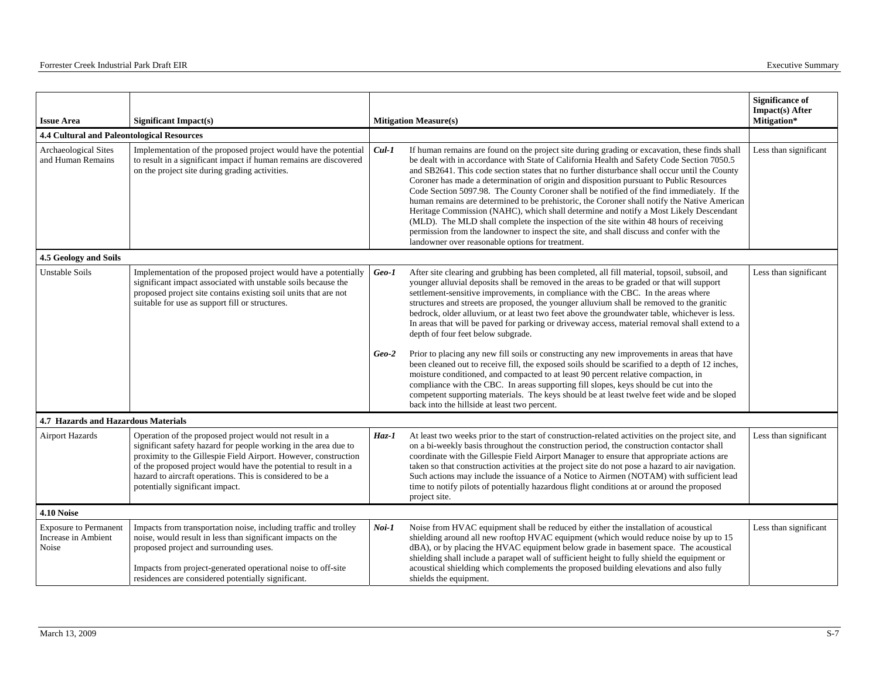| Issue Area | Significant Impact(s) | Mitigation Measure(s) | | Significance of Impact(s) After Mitigation* |
|---|---|---|---|---|
| **4.4 Cultural and Paleontological Resources** | | | | |
| Archaeological Sites and Human Remains | Implementation of the proposed project would have the potential to result in a significant impact if human remains are discovered on the project site during grading activities. | ***Cul-1*** | If human remains are found on the project site during grading or excavation, these finds shall be dealt with in accordance with State of California Health and Safety Code Section 7050.5 and SB2641. This code section states that no further disturbance shall occur until the County Coroner has made a determination of origin and disposition pursuant to Public Resources Code Section 5097.98. The County Coroner shall be notified of the find immediately. If the human remains are determined to be prehistoric, the Coroner shall notify the Native American Heritage Commission (NAHC), which shall determine and notify a Most Likely Descendant (MLD). The MLD shall complete the inspection of the site within 48 hours of receiving permission from the landowner to inspect the site, and shall discuss and confer with the landowner over reasonable options for treatment. | Less than significant |
| **4.5 Geology and Soils** | | | | |
| Unstable Soils | Implementation of the proposed project would have a potentially significant impact associated with unstable soils because the proposed project site contains existing soil units that are not suitable for use as support fill or structures. | ***Geo-1*** | After site clearing and grubbing has been completed, all fill material, topsoil, subsoil, and younger alluvial deposits shall be removed in the areas to be graded or that will support settlement-sensitive improvements, in compliance with the CBC. In the areas where structures and streets are proposed, the younger alluvium shall be removed to the granitic bedrock, older alluvium, or at least two feet above the groundwater table, whichever is less. In areas that will be paved for parking or driveway access, material removal shall extend to a depth of four feet below subgrade. | Less than significant |
| | | ***Geo-2*** | Prior to placing any new fill soils or constructing any new improvements in areas that have been cleaned out to receive fill, the exposed soils should be scarified to a depth of 12 inches, moisture conditioned, and compacted to at least 90 percent relative compaction, in compliance with the CBC. In areas supporting fill slopes, keys should be cut into the competent supporting materials. The keys should be at least twelve feet wide and be sloped back into the hillside at least two percent. | |
| **4.7 Hazards and Hazardous Materials** | | | | |
| Airport Hazards | Operation of the proposed project would not result in a significant safety hazard for people working in the area due to proximity to the Gillespie Field Airport. However, construction of the proposed project would have the potential to result in a hazard to aircraft operations. This is considered to be a potentially significant impact. | ***Haz-1*** | At least two weeks prior to the start of construction-related activities on the project site, and on a bi-weekly basis throughout the construction period, the construction contactor shall coordinate with the Gillespie Field Airport Manager to ensure that appropriate actions are taken so that construction activities at the project site do not pose a hazard to air navigation. Such actions may include the issuance of a Notice to Airmen (NOTAM) with sufficient lead time to notify pilots of potentially hazardous flight conditions at or around the proposed project site. | Less than significant |
| **4.10 Noise** | | | | |
| Exposure to Permanent Increase in Ambient Noise | Impacts from transportation noise, including traffic and trolley noise, would result in less than significant impacts on the proposed project and surrounding uses.<br><br>Impacts from project-generated operational noise to off-site residences are considered potentially significant. | ***Noi-1*** | Noise from HVAC equipment shall be reduced by either the installation of acoustical shielding around all new rooftop HVAC equipment (which would reduce noise by up to 15 dBA), or by placing the HVAC equipment below grade in basement space. The acoustical shielding shall include a parapet wall of sufficient height to fully shield the equipment or acoustical shielding which complements the proposed building elevations and also fully shields the equipment. | Less than significant |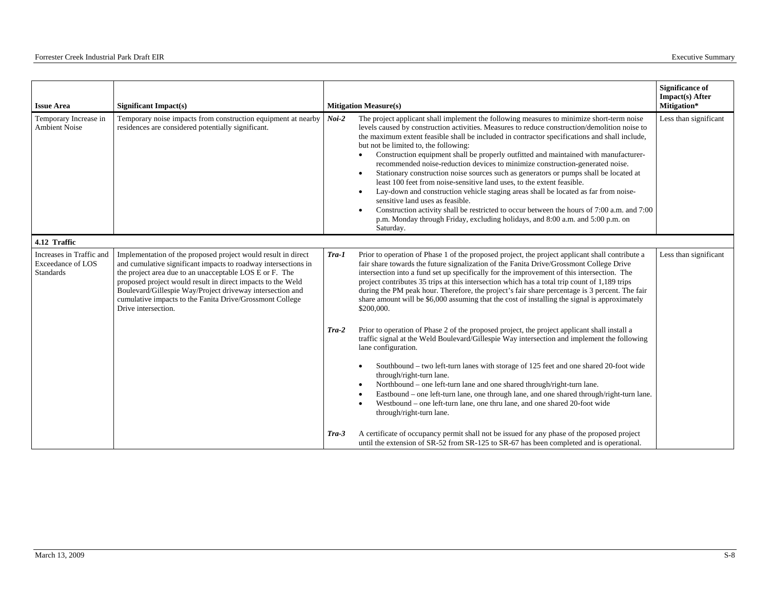| Issue Area | Significant Impact(s) | Mitigation Measure(s) | Significance of Impact(s) After Mitigation* |
|---|---|---|---|
| Temporary Increase in Ambient Noise | Temporary noise impacts from construction equipment at nearby residences are considered potentially significant. | ***Noi-2*** The project applicant shall implement the following measures to minimize short-term noise levels caused by construction activities. Measures to reduce construction/demolition noise to the maximum extent feasible shall be included in contractor specifications and shall include, but not be limited to, the following:<br>• Construction equipment shall be properly outfitted and maintained with manufacturer-recommended noise-reduction devices to minimize construction-generated noise.<br>• Stationary construction noise sources such as generators or pumps shall be located at least 100 feet from noise-sensitive land uses, to the extent feasible.<br>• Lay-down and construction vehicle staging areas shall be located as far from noise-sensitive land uses as feasible.<br>• Construction activity shall be restricted to occur between the hours of 7:00 a.m. and 7:00 p.m. Monday through Friday, excluding holidays, and 8:00 a.m. and 5:00 p.m. on Saturday. | Less than significant |
| **4.12 Traffic** | | | |
| Increases in Traffic and Exceedance of LOS Standards | Implementation of the proposed project would result in direct and cumulative significant impacts to roadway intersections in the project area due to an unacceptable LOS E or F. The proposed project would result in direct impacts to the Weld Boulevard/Gillespie Way/Project driveway intersection and cumulative impacts to the Fanita Drive/Grossmont College Drive intersection. | ***Tra-1*** Prior to operation of Phase 1 of the proposed project, the project applicant shall contribute a fair share towards the future signalization of the Fanita Drive/Grossmont College Drive intersection into a fund set up specifically for the improvement of this intersection. The project contributes 35 trips at this intersection which has a total trip count of 1,189 trips during the PM peak hour. Therefore, the project's fair share percentage is 3 percent. The fair share amount will be $6,000 assuming that the cost of installing the signal is approximately $200,000.<br><br>***Tra-2*** Prior to operation of Phase 2 of the proposed project, the project applicant shall install a traffic signal at the Weld Boulevard/Gillespie Way intersection and implement the following lane configuration.<br>• Southbound – two left-turn lanes with storage of 125 feet and one shared 20-foot wide through/right-turn lane.<br>• Northbound – one left-turn lane and one shared through/right-turn lane.<br>• Eastbound – one left-turn lane, one through lane, and one shared through/right-turn lane.<br>• Westbound – one left-turn lane, one thru lane, and one shared 20-foot wide through/right-turn lane.<br><br>***Tra-3*** A certificate of occupancy permit shall not be issued for any phase of the proposed project until the extension of SR-52 from SR-125 to SR-67 has been completed and is operational. | Less than significant |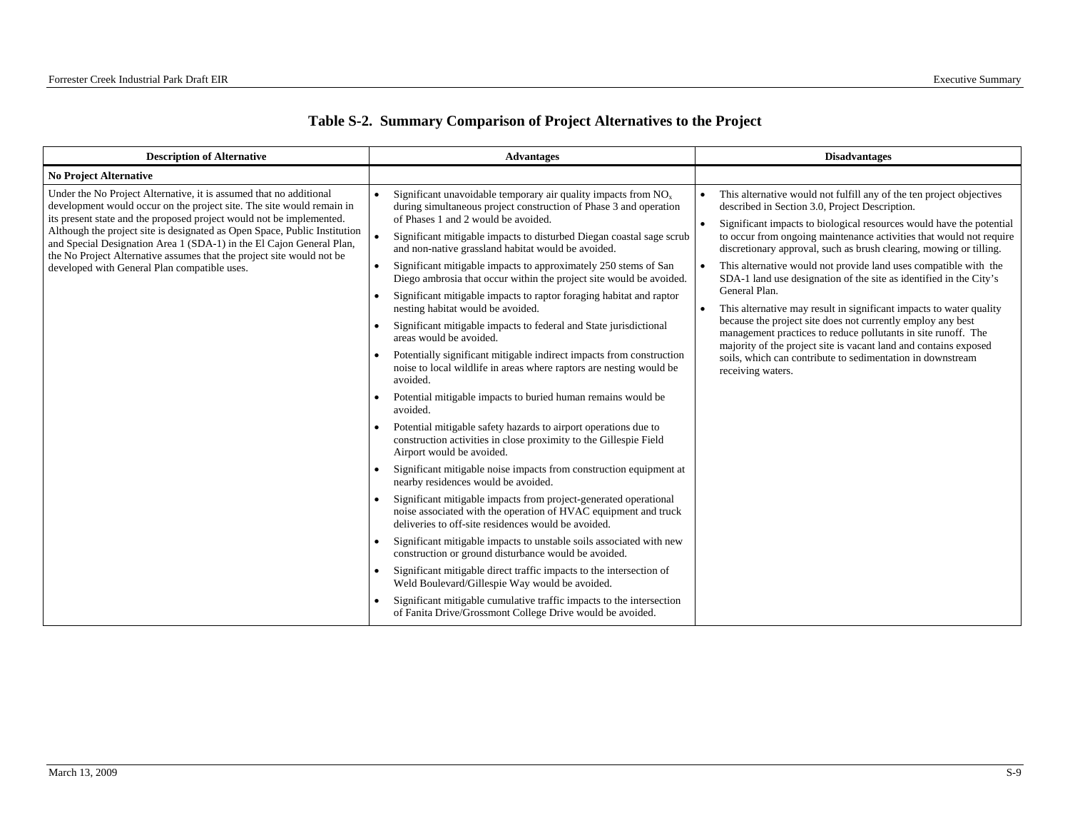## Table S-2. Summary Comparison of Project Alternatives to the Project

| Description of Alternative | Advantages | Disadvantages |
|---|---|---|
| **No Project Alternative** | | |
| Under the No Project Alternative, it is assumed that no additional development would occur on the project site. The site would remain in its present state and the proposed project would not be implemented. Although the project site is designated as Open Space, Public Institution and Special Designation Area 1 (SDA-1) in the El Cajon General Plan, the No Project Alternative assumes that the project site would not be developed with General Plan compatible uses. | • Significant unavoidable temporary air quality impacts from $NO_x$ during simultaneous project construction of Phase 3 and operation of Phases 1 and 2 would be avoided.<br>• Significant mitigable impacts to disturbed Diegan coastal sage scrub and non-native grassland habitat would be avoided.<br>• Significant mitigable impacts to approximately 250 stems of San Diego ambrosia that occur within the project site would be avoided.<br>• Significant mitigable impacts to raptor foraging habitat and raptor nesting habitat would be avoided.<br>• Significant mitigable impacts to federal and State jurisdictional areas would be avoided.<br>• Potentially significant mitigable indirect impacts from construction noise to local wildlife in areas where raptors are nesting would be avoided.<br>• Potential mitigable impacts to buried human remains would be avoided.<br>• Potential mitigable safety hazards to airport operations due to construction activities in close proximity to the Gillespie Field Airport would be avoided.<br>• Significant mitigable noise impacts from construction equipment at nearby residences would be avoided.<br>• Significant mitigable impacts from project-generated operational noise associated with the operation of HVAC equipment and truck deliveries to off-site residences would be avoided.<br>• Significant mitigable impacts to unstable soils associated with new construction or ground disturbance would be avoided.<br>• Significant mitigable direct traffic impacts to the intersection of Weld Boulevard/Gillespie Way would be avoided.<br>• Significant mitigable cumulative traffic impacts to the intersection of Fanita Drive/Grossmont College Drive would be avoided. | • This alternative would not fulfill any of the ten project objectives described in Section 3.0, Project Description.<br>• Significant impacts to biological resources would have the potential to occur from ongoing maintenance activities that would not require discretionary approval, such as brush clearing, mowing or tilling.<br>• This alternative would not provide land uses compatible with the SDA-1 land use designation of the site as identified in the City's General Plan.<br>• This alternative may result in significant impacts to water quality because the project site does not currently employ any best management practices to reduce pollutants in site runoff. The majority of the project site is vacant land and contains exposed soils, which can contribute to sedimentation in downstream receiving waters. |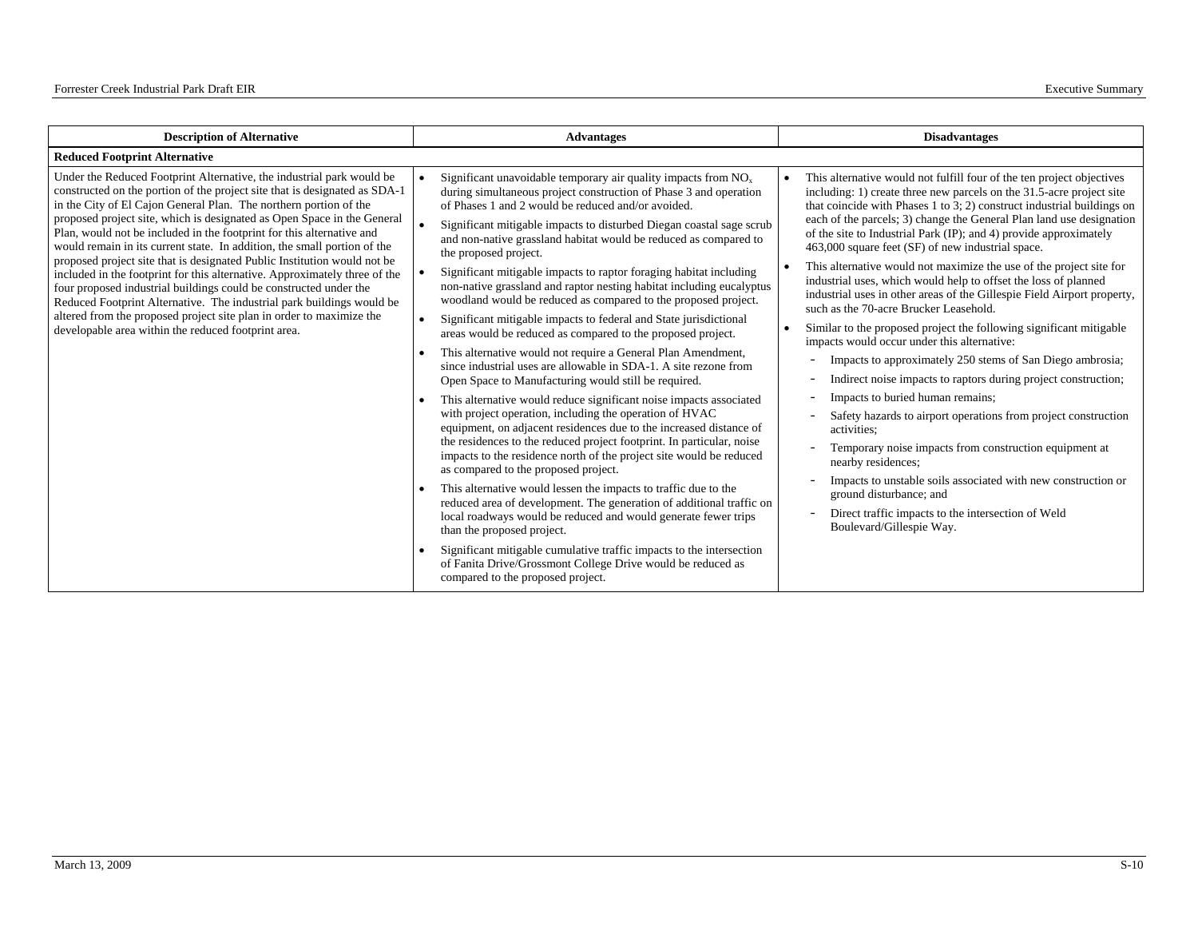| Description of Alternative | Advantages | Disadvantages |
|---|---|---|
| **Reduced Footprint Alternative** | | |
| Under the Reduced Footprint Alternative, the industrial park would be constructed on the portion of the project site that is designated as SDA-1 in the City of El Cajon General Plan. The northern portion of the proposed project site, which is designated as Open Space in the General Plan, would not be included in the footprint for this alternative and would remain in its current state. In addition, the small portion of the proposed project site that is designated Public Institution would not be included in the footprint for this alternative. Approximately three of the four proposed industrial buildings could be constructed under the Reduced Footprint Alternative. The industrial park buildings would be altered from the proposed project site plan in order to maximize the developable area within the reduced footprint area. | • Significant unavoidable temporary air quality impacts from $NO_x$ during simultaneous project construction of Phase 3 and operation of Phases 1 and 2 would be reduced and/or avoided.<br>• Significant mitigable impacts to disturbed Diegan coastal sage scrub and non-native grassland habitat would be reduced as compared to the proposed project.<br>• Significant mitigable impacts to raptor foraging habitat including non-native grassland and raptor nesting habitat including eucalyptus woodland would be reduced as compared to the proposed project.<br>• Significant mitigable impacts to federal and State jurisdictional areas would be reduced as compared to the proposed project.<br>• This alternative would not require a General Plan Amendment, since industrial uses are allowable in SDA-1. A site rezone from Open Space to Manufacturing would still be required.<br>• This alternative would reduce significant noise impacts associated with project operation, including the operation of HVAC equipment, on adjacent residences due to the increased distance of the residences to the reduced project footprint. In particular, noise impacts to the residence north of the project site would be reduced as compared to the proposed project.<br>• This alternative would lessen the impacts to traffic due to the reduced area of development. The generation of additional traffic on local roadways would be reduced and would generate fewer trips than the proposed project.<br>• Significant mitigable cumulative traffic impacts to the intersection of Fanita Drive/Grossmont College Drive would be reduced as compared to the proposed project. | • This alternative would not fulfill four of the ten project objectives including: 1) create three new parcels on the 31.5-acre project site that coincide with Phases 1 to 3; 2) construct industrial buildings on each of the parcels; 3) change the General Plan land use designation of the site to Industrial Park (IP); and 4) provide approximately 463,000 square feet (SF) of new industrial space.<br>• This alternative would not maximize the use of the project site for industrial uses, which would help to offset the loss of planned industrial uses in other areas of the Gillespie Field Airport property, such as the 70-acre Brucker Leasehold.<br>• Similar to the proposed project the following significant mitigable impacts would occur under this alternative:<br>- Impacts to approximately 250 stems of San Diego ambrosia;<br>- Indirect noise impacts to raptors during project construction;<br>- Impacts to buried human remains;<br>- Safety hazards to airport operations from project construction activities;<br>- Temporary noise impacts from construction equipment at nearby residences;<br>- Impacts to unstable soils associated with new construction or ground disturbance; and<br>- Direct traffic impacts to the intersection of Weld Boulevard/Gillespie Way. |